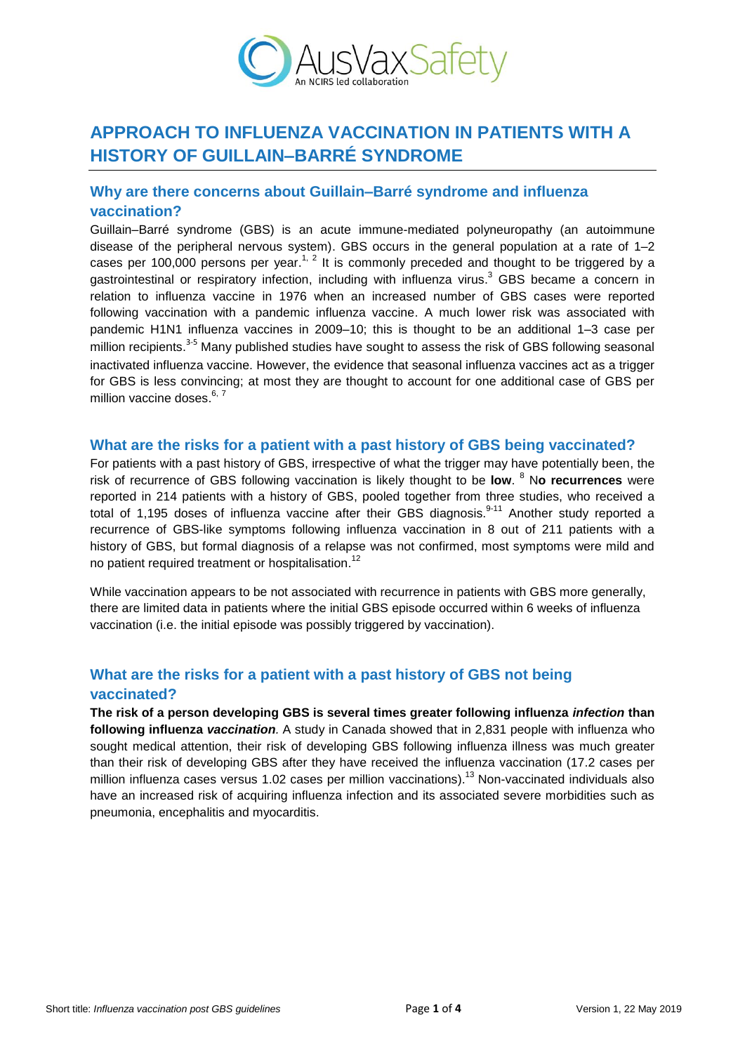# APPROACH TO INFLUENZA VACCINATION IN PATIENTS WITH A HISTORY OF GUILLAIN–BARRÉ SYNDROME

## Why are there concerns about Guillain–Barré syndrome and influenza vaccination?

Guillain–Barré syndrome (GBS) is an acute immune-mediated polyneuropathy (an autoimmune disease of the peripheral nervous system). GBS occurs in the general population at a rate of 1–2 cases per 100,000 persons per year.[1, 2] It is commonly preceded and thought to be triggered by a gastrointestinal or respiratory infection, including with influenza virus.[3] GBS became a concern in relation to influenza vaccine in 1976 when an increased number of GBS cases were reported following vaccination with a pandemic influenza vaccine. A much lower risk was associated with pandemic H1N1 influenza vaccines in 2009–10; this is thought to be an additional 1–3 case per million recipients.[3-5] Many published studies have sought to assess the risk of GBS following seasonal inactivated influenza vaccine. However, the evidence that seasonal influenza vaccines act as a trigger for GBS is less convincing; at most they are thought to account for one additional case of GBS per million vaccine doses.[6, 7]

## What are the risks for a patient with a past history of GBS being vaccinated?

For patients with a past history of GBS, irrespective of what the trigger may have potentially been, the risk of recurrence of GBS following vaccination is likely thought to be **low**. [8] N**o recurrences** were reported in 214 patients with a history of GBS, pooled together from three studies, who received a total of 1,195 doses of influenza vaccine after their GBS diagnosis.[9-11] Another study reported a recurrence of GBS-like symptoms following influenza vaccination in 8 out of 211 patients with a history of GBS, but formal diagnosis of a relapse was not confirmed, most symptoms were mild and no patient required treatment or hospitalisation.[12]

While vaccination appears to be not associated with recurrence in patients with GBS more generally, there are limited data in patients where the initial GBS episode occurred within 6 weeks of influenza vaccination (i.e. the initial episode was possibly triggered by vaccination).

## What are the risks for a patient with a past history of GBS not being vaccinated?

**The risk of a person developing GBS is several times greater following influenza *infection* than following influenza *vaccination*.** A study in Canada showed that in 2,831 people with influenza who sought medical attention, their risk of developing GBS following influenza illness was much greater than their risk of developing GBS after they have received the influenza vaccination (17.2 cases per million influenza cases versus 1.02 cases per million vaccinations).[13] Non-vaccinated individuals also have an increased risk of acquiring influenza infection and its associated severe morbidities such as pneumonia, encephalitis and myocarditis.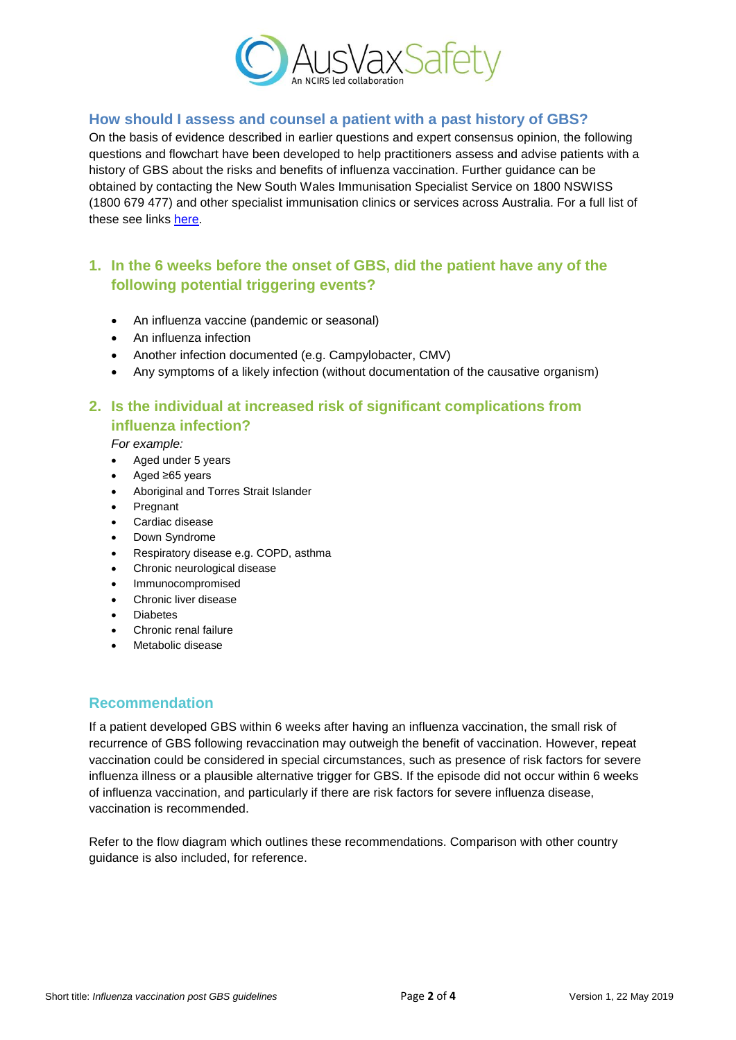## How should I assess and counsel a patient with a past history of GBS?

On the basis of evidence described in earlier questions and expert consensus opinion, the following questions and flowchart have been developed to help practitioners assess and advise patients with a history of GBS about the risks and benefits of influenza vaccination. Further guidance can be obtained by contacting the New South Wales Immunisation Specialist Service on 1800 NSWISS (1800 679 477) and other specialist immunisation clinics or services across Australia. For a full list of these see links here.

### 1. In the 6 weeks before the onset of GBS, did the patient have any of the following potential triggering events?

- An influenza vaccine (pandemic or seasonal)
- An influenza infection
- Another infection documented (e.g. Campylobacter, CMV)
- Any symptoms of a likely infection (without documentation of the causative organism)

### 2. Is the individual at increased risk of significant complications from influenza infection?

*For example:*

- Aged under 5 years
- Aged ≥65 years
- Aboriginal and Torres Strait Islander
- Pregnant
- Cardiac disease
- Down Syndrome
- Respiratory disease e.g. COPD, asthma
- Chronic neurological disease
- Immunocompromised
- Chronic liver disease
- Diabetes
- Chronic renal failure
- Metabolic disease

## Recommendation

If a patient developed GBS within 6 weeks after having an influenza vaccination, the small risk of recurrence of GBS following revaccination may outweigh the benefit of vaccination. However, repeat vaccination could be considered in special circumstances, such as presence of risk factors for severe influenza illness or a plausible alternative trigger for GBS. If the episode did not occur within 6 weeks of influenza vaccination, and particularly if there are risk factors for severe influenza disease, vaccination is recommended.

Refer to the flow diagram which outlines these recommendations. Comparison with other country guidance is also included, for reference.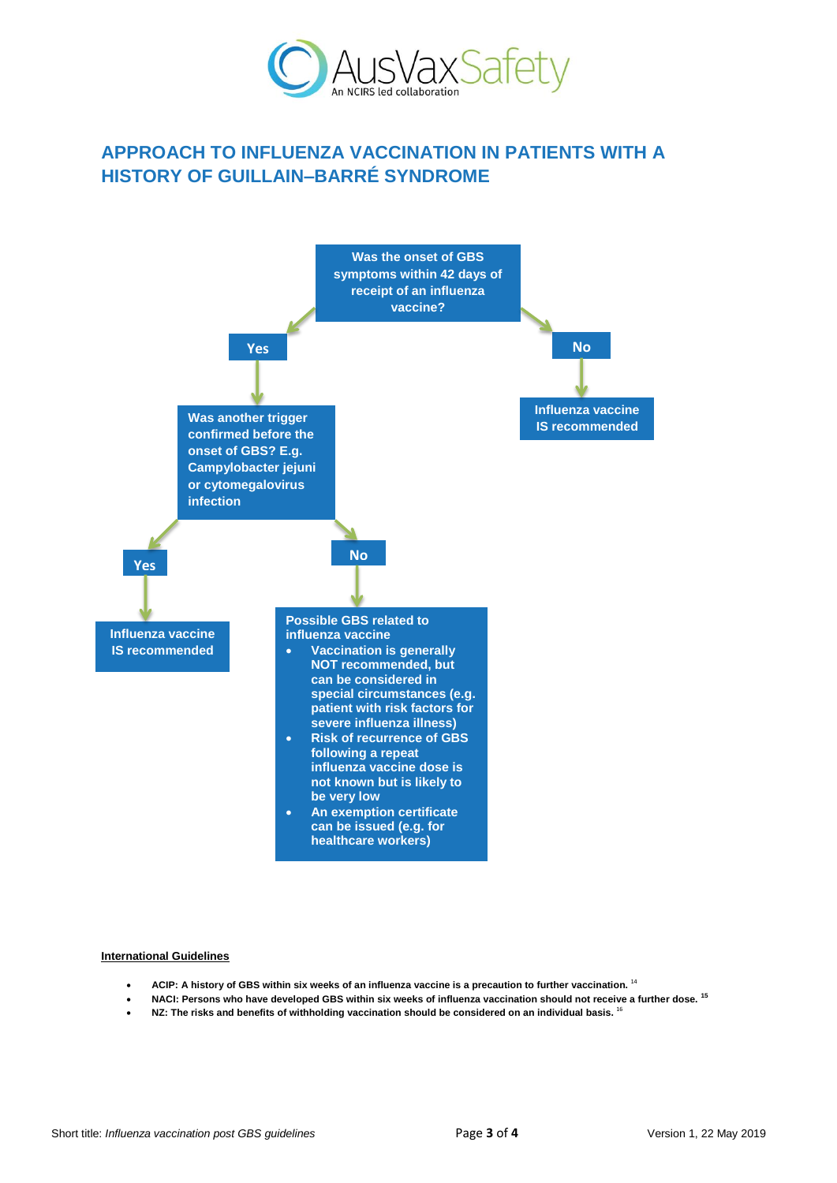# APPROACH TO INFLUENZA VACCINATION IN PATIENTS WITH A HISTORY OF GUILLAIN–BARRÉ SYNDROME

**Was the onset of GBS symptoms within 42 days of receipt of an influenza vaccine?**

- **No** → **Influenza vaccine IS recommended**
- **Yes** → **Was another trigger confirmed before the onset of GBS? E.g. Campylobacter jejuni or cytomegalovirus infection**
  - **Yes** → **Influenza vaccine IS recommended**
  - **No** → **Possible GBS related to influenza vaccine**
    - Vaccination is generally NOT recommended, but can be considered in special circumstances (e.g. patient with risk factors for severe influenza illness)
    - Risk of recurrence of GBS following a repeat influenza vaccine dose is not known but is likely to be very low
    - An exemption certificate can be issued (e.g. for healthcare workers)

**International Guidelines**

- **ACIP: A history of GBS within six weeks of an influenza vaccine is a precaution to further vaccination.** [14]
- **NACI: Persons who have developed GBS within six weeks of influenza vaccination should not receive a further dose.** [15]
- **NZ: The risks and benefits of withholding vaccination should be considered on an individual basis.** [16]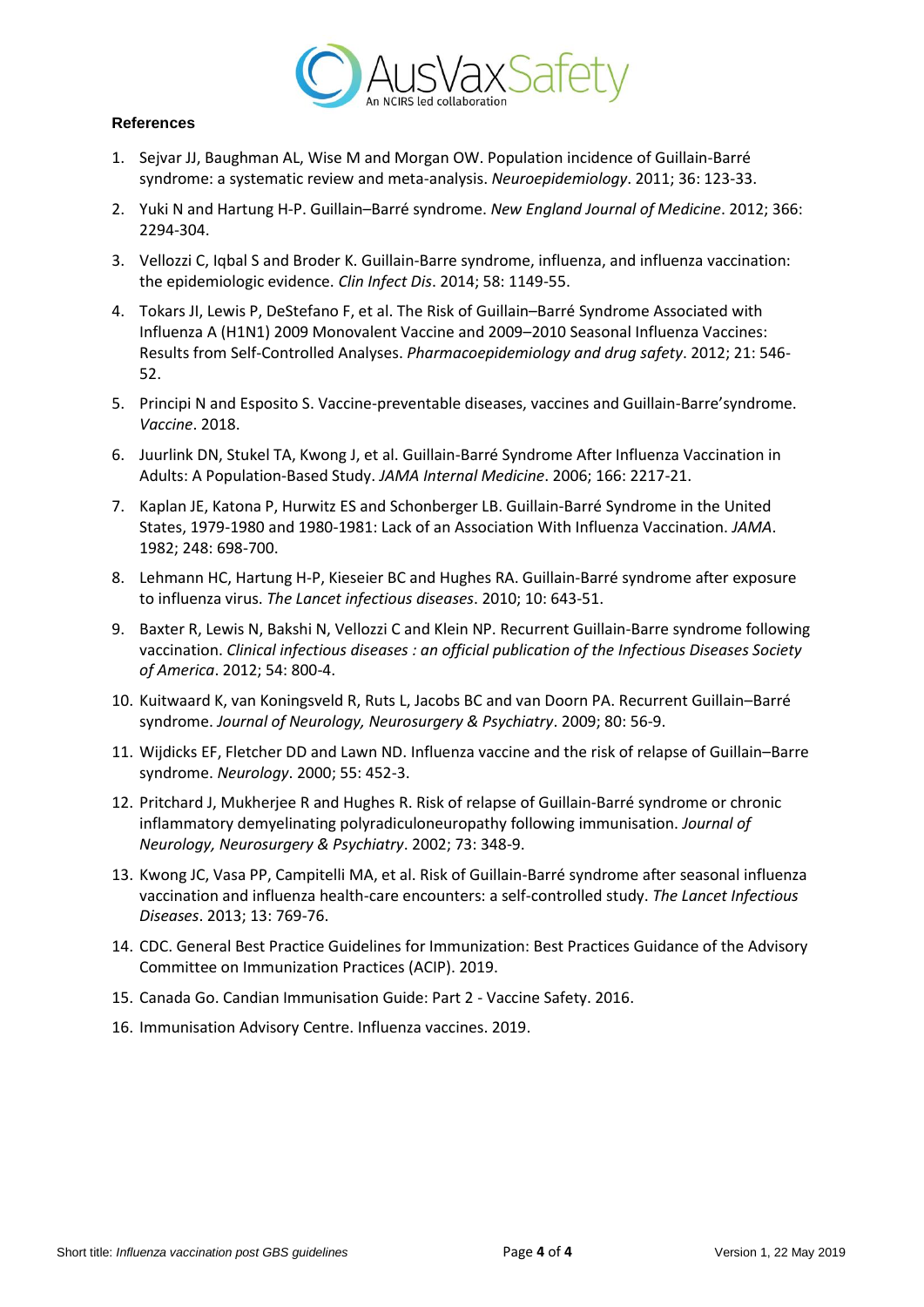### References

1. Sejvar JJ, Baughman AL, Wise M and Morgan OW. Population incidence of Guillain-Barré syndrome: a systematic review and meta-analysis. *Neuroepidemiology*. 2011; 36: 123-33.
2. Yuki N and Hartung H-P. Guillain–Barré syndrome. *New England Journal of Medicine*. 2012; 366: 2294-304.
3. Vellozzi C, Iqbal S and Broder K. Guillain-Barre syndrome, influenza, and influenza vaccination: the epidemiologic evidence. *Clin Infect Dis*. 2014; 58: 1149-55.
4. Tokars JI, Lewis P, DeStefano F, et al. The Risk of Guillain–Barré Syndrome Associated with Influenza A (H1N1) 2009 Monovalent Vaccine and 2009–2010 Seasonal Influenza Vaccines: Results from Self-Controlled Analyses. *Pharmacoepidemiology and drug safety*. 2012; 21: 546-52.
5. Principi N and Esposito S. Vaccine-preventable diseases, vaccines and Guillain-Barre'syndrome. *Vaccine*. 2018.
6. Juurlink DN, Stukel TA, Kwong J, et al. Guillain-Barré Syndrome After Influenza Vaccination in Adults: A Population-Based Study. *JAMA Internal Medicine*. 2006; 166: 2217-21.
7. Kaplan JE, Katona P, Hurwitz ES and Schonberger LB. Guillain-Barré Syndrome in the United States, 1979-1980 and 1980-1981: Lack of an Association With Influenza Vaccination. *JAMA*. 1982; 248: 698-700.
8. Lehmann HC, Hartung H-P, Kieseier BC and Hughes RA. Guillain-Barré syndrome after exposure to influenza virus. *The Lancet infectious diseases*. 2010; 10: 643-51.
9. Baxter R, Lewis N, Bakshi N, Vellozzi C and Klein NP. Recurrent Guillain-Barre syndrome following vaccination. *Clinical infectious diseases : an official publication of the Infectious Diseases Society of America*. 2012; 54: 800-4.
10. Kuitwaard K, van Koningsveld R, Ruts L, Jacobs BC and van Doorn PA. Recurrent Guillain–Barré syndrome. *Journal of Neurology, Neurosurgery & Psychiatry*. 2009; 80: 56-9.
11. Wijdicks EF, Fletcher DD and Lawn ND. Influenza vaccine and the risk of relapse of Guillain–Barre syndrome. *Neurology*. 2000; 55: 452-3.
12. Pritchard J, Mukherjee R and Hughes R. Risk of relapse of Guillain-Barré syndrome or chronic inflammatory demyelinating polyradiculoneuropathy following immunisation. *Journal of Neurology, Neurosurgery & Psychiatry*. 2002; 73: 348-9.
13. Kwong JC, Vasa PP, Campitelli MA, et al. Risk of Guillain-Barré syndrome after seasonal influenza vaccination and influenza health-care encounters: a self-controlled study. *The Lancet Infectious Diseases*. 2013; 13: 769-76.
14. CDC. General Best Practice Guidelines for Immunization: Best Practices Guidance of the Advisory Committee on Immunization Practices (ACIP). 2019.
15. Canada Go. Candian Immunisation Guide: Part 2 - Vaccine Safety. 2016.
16. Immunisation Advisory Centre. Influenza vaccines. 2019.